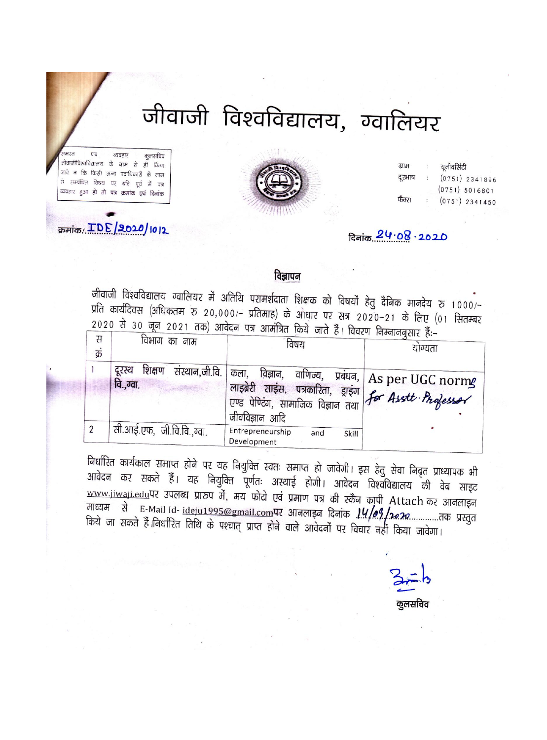# जीवाजी विश्वविद्यालय, ग्वालियर

समस्त पत्र व्यवहार कुलसचिव जीवाजीविश्वविद्यालय के नाम से ही किया जावे न कि किसी अन्य पदाधिकारी के नाम से सम्बंधित विषय पर यदि पूर्व में पत्र व्यवहार हुआ हो तो पत्र क्रमांक एवं दिनांक

ग्राम : यूनीवर्सिटी
दूरभाष : (0751) 2341896
(0751) 5016801
फैक्स : (0751) 2341450

क्रमांक/ IDE/2020/1012

दिनांक 24.08.2020

## विज्ञापन

जीवाजी विश्वविद्यालय ग्वालियर में अतिथि परामर्शदाता शिक्षक को विषयों हेतु दैनिक मानदेय रु 1000/- प्रति कार्यदिवस (अधिकतम रु 20,000/- प्रतिमाह) के आधार पर सत्र 2020-21 के लिए (01 सितम्बर 2020 से 30 जून 2021 तक) आवेदन पत्र आमंत्रित किये जाते हैं। विवरण निम्नानुसार हैं:-

| स क्रं | विभाग का नाम | विषय | योग्यता |
|---|---|---|---|
| 1 | दूरस्थ शिक्षण संस्थान,जी.वि.वि.,ग्वा. | कला, विज्ञान, वाणिज्य, प्रबंधन, लाइब्रेरी साइंस, पत्रकारिता, ड्राइंग एण्ड पेण्टिंग, सामाजिक विज्ञान तथा जीवविज्ञान आदि | As per UGC norms for Asstt. Professor |
| 2 | सी.आई.एफ, जी.वि.वि.,ग्वा. | Entrepreneurship and Skill Development | |

निर्धारित कार्यकाल समाप्त होने पर यह नियुक्ति स्वतः समाप्त हो जावेगी। इस हेतु सेवा निवृत प्राध्यापक भी आवेदन कर सकते हैं। यह नियुक्ति पूर्णतः अस्थाई होगी। आवेदन विश्वविद्यालय की वेब साइट www.jiwaji.eduपर उपलब्ध प्रारुप में, मय फोटो एवं प्रमाण पत्र की स्कैन कापी Attach कर आनलाइन माध्यम से E-Mail Id- ideju1995@gmail.comपर आनलाइन दिनांक 14/09/2020............तक प्रस्तुत किये जा सकते हैं।निर्धारित तिथि के पश्चात् प्राप्त होने वाले आवेदनों पर विचार नहीं किया जावेगा।

कुलसचिव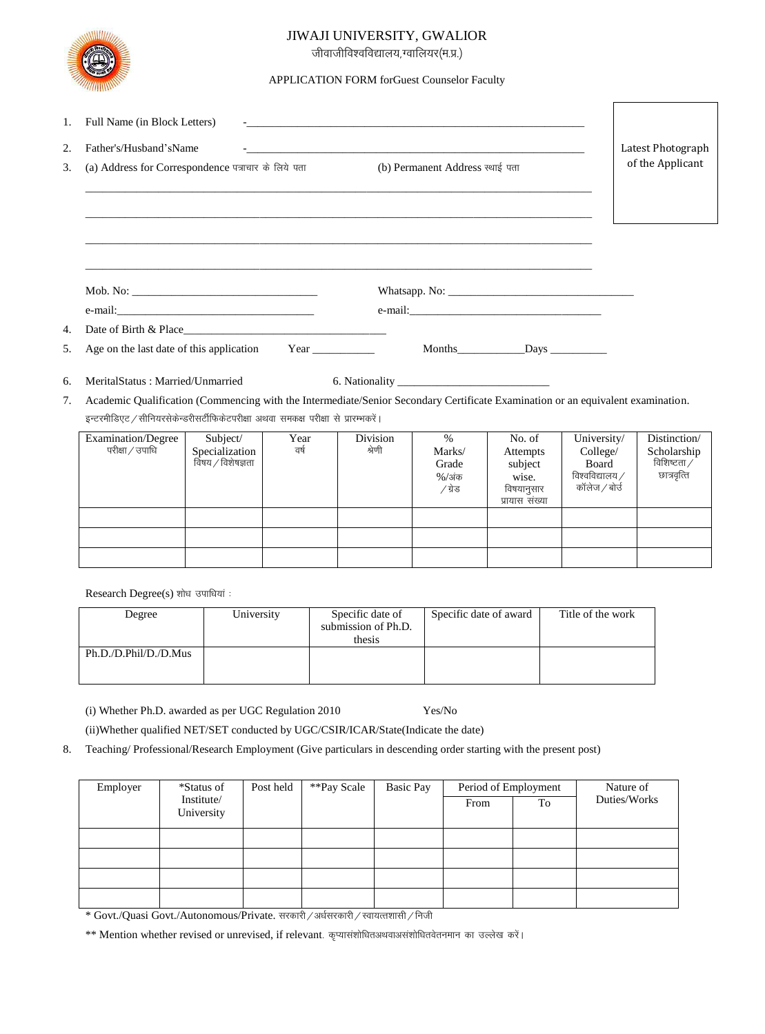# JIWAJI UNIVERSITY, GWALIOR

जीवाजीविश्वविद्यालय,ग्वालियर(म.प्र.)

APPLICATION FORM forGuest Counselor Faculty

Latest Photograph of the Applicant

1. Full Name (in Block Letters) -____________________________________________

2. Father's/Husband'sName -____________________________________________

3. (a) Address for Correspondence पत्राचार के लिये पता (b) Permanent Address स्थाई पता

_______________________________________________________________________

_______________________________________________________________________

_______________________________________________________________________

_______________________________________________________________________

Mob. No: ______________________________ Whatsapp. No: ______________________________

e-mail:______________________________ e-mail:______________________________

4. Date of Birth & Place______________________________

5. Age on the last date of this application Year __________ Months__________Days __________

6. MeritalStatus : Married/Unmarried 6. Nationality ________________________

7. Academic Qualification (Commencing with the Intermediate/Senior Secondary Certificate Examination or an equivalent examination.
इन्टरमीडिएट/सीनियरसेकेन्डरीसर्टीफिकेटपरीक्षा अथवा समकक्ष परीक्षा से प्रारम्भकरें।

| Examination/Degree परीक्षा/उपाधि | Subject/ Specialization विषय/विशेषज्ञता | Year वर्ष | Division श्रेणी | % Marks/ Grade %/अंक /ग्रेड | No. of Attempts subject wise. विषयानुसार प्रयास संख्या | University/ College/ Board विश्वविद्यालय/ कॉलेज/बोर्ड | Distinction/ Scholarship विशिष्टता/ छात्रवृत्ति |
|---|---|---|---|---|---|---|---|
| | | | | | | | |
| | | | | | | | |
| | | | | | | | |

Research Degree(s) शोध उपाधियां :

| Degree | University | Specific date of submission of Ph.D. thesis | Specific date of award | Title of the work |
|---|---|---|---|---|
| Ph.D./D.Phil/D./D.Mus | | | | |

(i) Whether Ph.D. awarded as per UGC Regulation 2010 Yes/No

(ii)Whether qualified NET/SET conducted by UGC/CSIR/ICAR/State(Indicate the date)

8. Teaching/ Professional/Research Employment (Give particulars in descending order starting with the present post)

| Employer | *Status of Institute/ University | Post held | **Pay Scale | Basic Pay | Period of Employment | | Nature of Duties/Works |
|---|---|---|---|---|---|---|---|
| | | | | | From | To | |
| | | | | | | | |
| | | | | | | | |
| | | | | | | | |
| | | | | | | | |

\* Govt./Quasi Govt./Autonomous/Private. सरकारी/अर्धसरकारी/स्वायत्तशासी/निजी

\*\* Mention whether revised or unrevised, if relevant. कृप्यासंशोधितअथवाअसंशोधितवेतनमान का उल्लेख करें।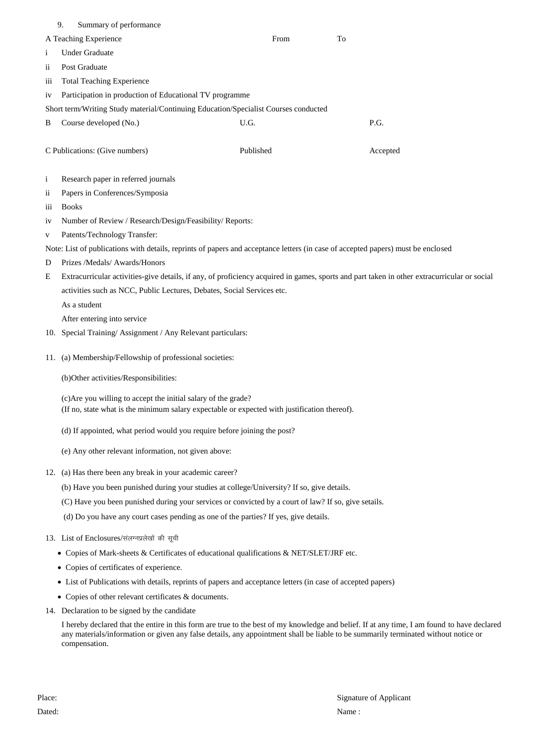9. Summary of performance

| | | | |
|---|---|---|---|
| A Teaching Experience | From | To | |
| i Under Graduate | | | |
| ii Post Graduate | | | |
| iii Total Teaching Experience | | | |
| iv Participation in production of Educational TV programme | | | |

Short term/Writing Study material/Continuing Education/Specialist Courses conducted

| | | |
|---|---|---|
| B Course developed (No.) | U.G. | P.G. |
| C Publications: (Give numbers) | Published | Accepted |
| i Research paper in referred journals | | |
| ii Papers in Conferences/Symposia | | |
| iii Books | | |
| iv Number of Review / Research/Design/Feasibility/ Reports: | | |
| v Patents/Technology Transfer: | | |

Note: List of publications with details, reprints of papers and acceptance letters (in case of accepted papers) must be enclosed

D Prizes /Medals/ Awards/Honors

E Extracurricular activities-give details, if any, of proficiency acquired in games, sports and part taken in other extracurricular or social activities such as NCC, Public Lectures, Debates, Social Services etc.

As a student

After entering into service

10. Special Training/ Assignment / Any Relevant particulars:

11. (a) Membership/Fellowship of professional societies:

(b)Other activities/Responsibilities:

(c)Are you willing to accept the initial salary of the grade?
(If no, state what is the minimum salary expectable or expected with justification thereof).

(d) If appointed, what period would you require before joining the post?

(e) Any other relevant information, not given above:

12. (a) Has there been any break in your academic career?

(b) Have you been punished during your studies at college/University? If so, give details.

(C) Have you been punished during your services or convicted by a court of law? If so, give setails.

(d) Do you have any court cases pending as one of the parties? If yes, give details.

13. List of Enclosures/संलग्नप्रलेखों की सूची

- Copies of Mark-sheets & Certificates of educational qualifications & NET/SLET/JRF etc.
- Copies of certificates of experience.
- List of Publications with details, reprints of papers and acceptance letters (in case of accepted papers)
- Copies of other relevant certificates & documents.

14. Declaration to be signed by the candidate

I hereby declared that the entire in this form are true to the best of my knowledge and belief. If at any time, I am found to have declared any materials/information or given any false details, any appointment shall be liable to be summarily terminated without notice or compensation.

Place: Signature of Applicant

Dated: Name :